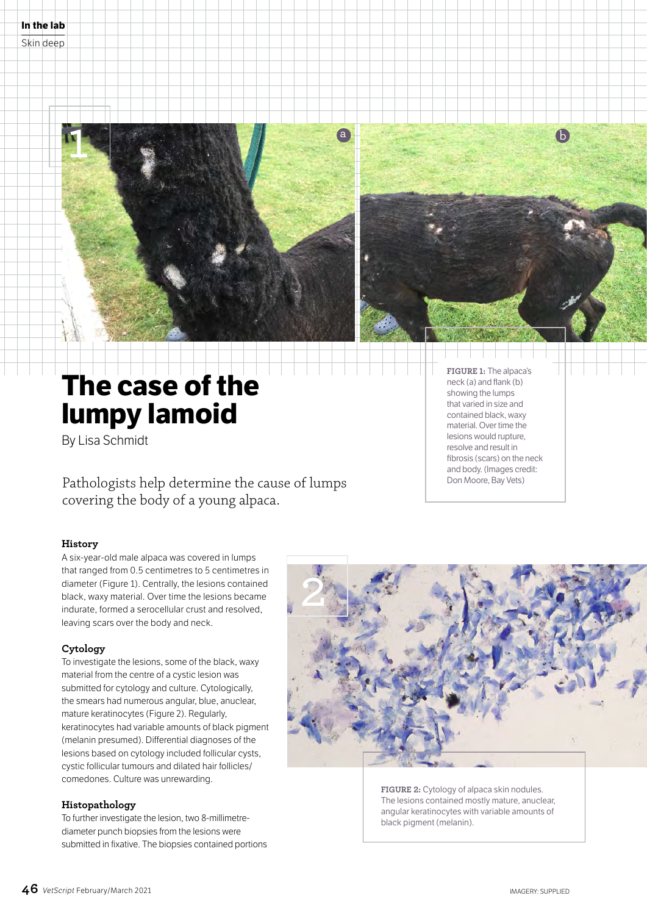# The case of the lumpy lamoid

By Lisa Schmidt

Pathologists help determine the cause of lumps covering the body of a young alpaca.

**FIGURE 1:** The alpaca's neck (a) and flank (b) showing the lumps that varied in size and contained black, waxy material. Over time the lesions would rupture, resolve and result in fibrosis (scars) on the neck and body. (Images credit: Don Moore, Bay Vets)

### History

A six-year-old male alpaca was covered in lumps that ranged from 0.5 centimetres to 5 centimetres in diameter (Figure 1). Centrally, the lesions contained black, waxy material. Over time the lesions became indurate, formed a serocellular crust and resolved, leaving scars over the body and neck.

### Cytology

To investigate the lesions, some of the black, waxy material from the centre of a cystic lesion was submitted for cytology and culture. Cytologically, the smears had numerous angular, blue, anuclear, mature keratinocytes (Figure 2). Regularly, keratinocytes had variable amounts of black pigment (melanin presumed). Differential diagnoses of the lesions based on cytology included follicular cysts, cystic follicular tumours and dilated hair follicles/comedones. Culture was unrewarding.

**FIGURE 2:** Cytology of alpaca skin nodules. The lesions contained mostly mature, anuclear, angular keratinocytes with variable amounts of black pigment (melanin).

### Histopathology

To further investigate the lesion, two 8-millimetre-diameter punch biopsies from the lesions were submitted in fixative. The biopsies contained portions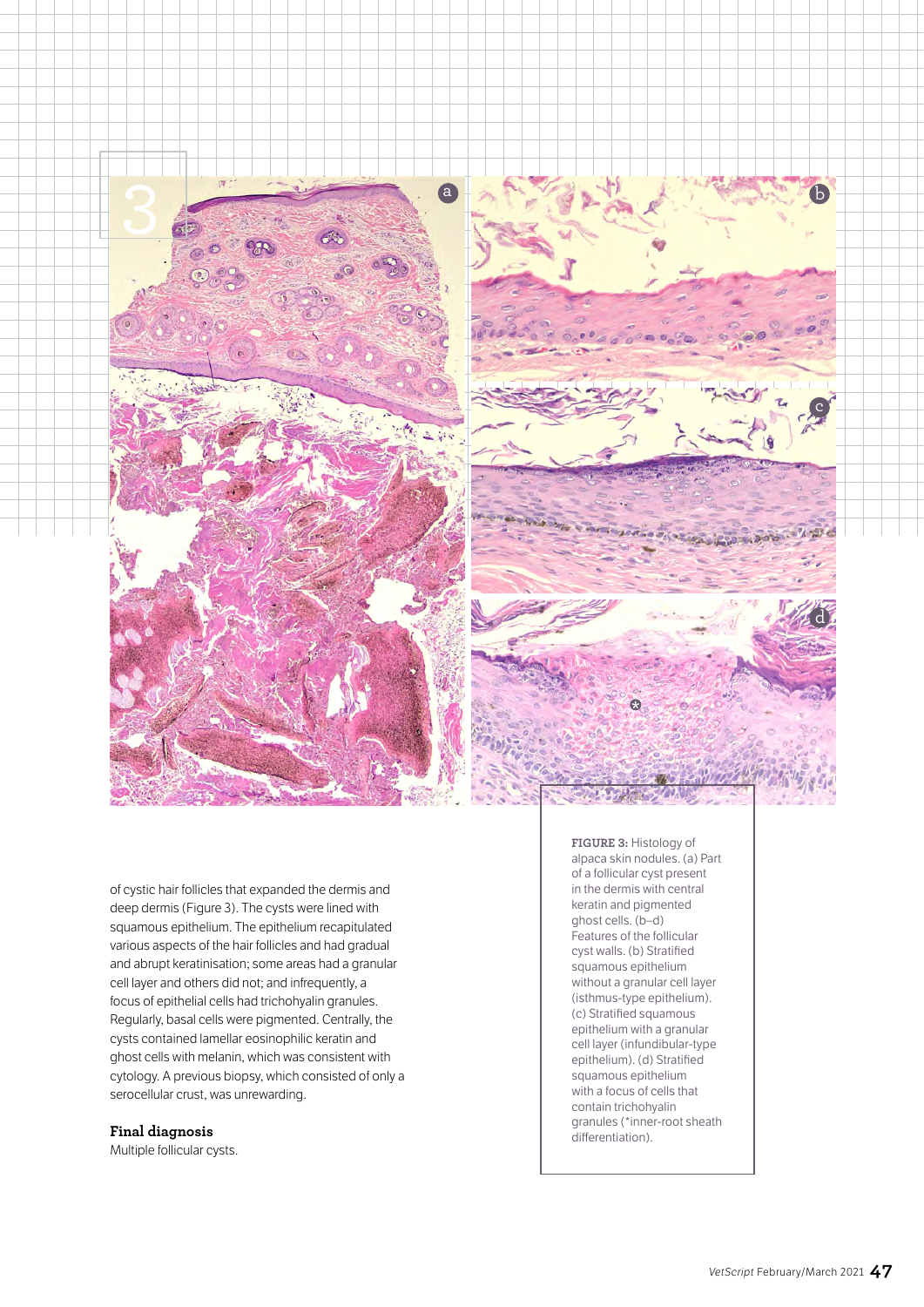of cystic hair follicles that expanded the dermis and deep dermis (Figure 3). The cysts were lined with squamous epithelium. The epithelium recapitulated various aspects of the hair follicles and had gradual and abrupt keratinisation; some areas had a granular cell layer and others did not; and infrequently, a focus of epithelial cells had trichohyalin granules. Regularly, basal cells were pigmented. Centrally, the cysts contained lamellar eosinophilic keratin and ghost cells with melanin, which was consistent with cytology. A previous biopsy, which consisted of only a serocellular crust, was unrewarding.

**FIGURE 3:** Histology of alpaca skin nodules. (a) Part of a follicular cyst present in the dermis with central keratin and pigmented ghost cells. (b–d) Features of the follicular cyst walls. (b) Stratified squamous epithelium without a granular cell layer (isthmus-type epithelium). (c) Stratified squamous epithelium with a granular cell layer (infundibular-type epithelium). (d) Stratified squamous epithelium with a focus of cells that contain trichohyalin granules (*inner-root sheath differentiation).

## Final diagnosis

Multiple follicular cysts.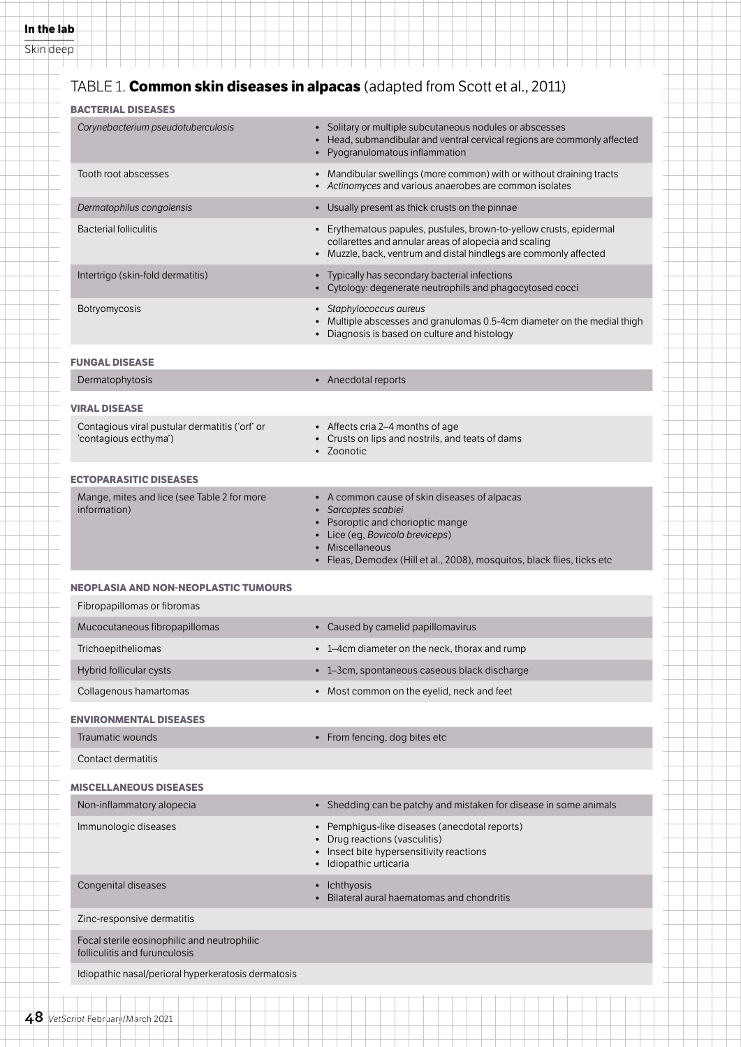## TABLE 1. **Common skin diseases in alpacas** (adapted from Scott et al., 2011)

| Disease | Features |
| --- | --- |
| **BACTERIAL DISEASES** | |
| *Corynebacterium pseudotuberculosis* | • Solitary or multiple subcutaneous nodules or abscesses<br>• Head, submandibular and ventral cervical regions are commonly affected<br>• Pyogranulomatous inflammation |
| Tooth root abscesses | • Mandibular swellings (more common) with or without draining tracts<br>• *Actinomyces* and various anaerobes are common isolates |
| *Dermatophilus congolensis* | • Usually present as thick crusts on the pinnae |
| Bacterial folliculitis | • Erythematous papules, pustules, brown-to-yellow crusts, epidermal collarettes and annular areas of alopecia and scaling<br>• Muzzle, back, ventrum and distal hindlegs are commonly affected |
| Intertrigo (skin-fold dermatitis) | • Typically has secondary bacterial infections<br>• Cytology: degenerate neutrophils and phagocytosed cocci |
| Botryomycosis | • *Staphylococcus aureus*<br>• Multiple abscesses and granulomas 0.5-4cm diameter on the medial thigh<br>• Diagnosis is based on culture and histology |
| **FUNGAL DISEASE** | |
| Dermatophytosis | • Anecdotal reports |
| **VIRAL DISEASE** | |
| Contagious viral pustular dermatitis ('orf' or 'contagious ecthyma') | • Affects cria 2–4 months of age<br>• Crusts on lips and nostrils, and teats of dams<br>• Zoonotic |
| **ECTOPARASITIC DISEASES** | |
| Mange, mites and lice (see Table 2 for more information) | • A common cause of skin diseases of alpacas<br>• *Sarcoptes scabiei*<br>• Psoroptic and chorioptic mange<br>• Lice (eg, *Bovicola breviceps*)<br>• Miscellaneous<br>• Fleas, Demodex (Hill et al., 2008), mosquitos, black flies, ticks etc |
| **NEOPLASIA AND NON-NEOPLASTIC TUMOURS** | |
| Fibropapillomas or fibromas | |
| Mucocutaneous fibropapillomas | • Caused by camelid papillomavirus |
| Trichoepitheliomas | • 1–4cm diameter on the neck, thorax and rump |
| Hybrid follicular cysts | • 1–3cm, spontaneous caseous black discharge |
| Collagenous hamartomas | • Most common on the eyelid, neck and feet |
| **ENVIRONMENTAL DISEASES** | |
| Traumatic wounds | • From fencing, dog bites etc |
| Contact dermatitis | |
| **MISCELLANEOUS DISEASES** | |
| Non-inflammatory alopecia | • Shedding can be patchy and mistaken for disease in some animals |
| Immunologic diseases | • Pemphigus-like diseases (anecdotal reports)<br>• Drug reactions (vasculitis)<br>• Insect bite hypersensitivity reactions<br>• Idiopathic urticaria |
| Congenital diseases | • Ichthyosis<br>• Bilateral aural haematomas and chondritis |
| Zinc-responsive dermatitis | |
| Focal sterile eosinophilic and neutrophilic folliculitis and furunculosis | |
| Idiopathic nasal/perioral hyperkeratosis dermatosis | |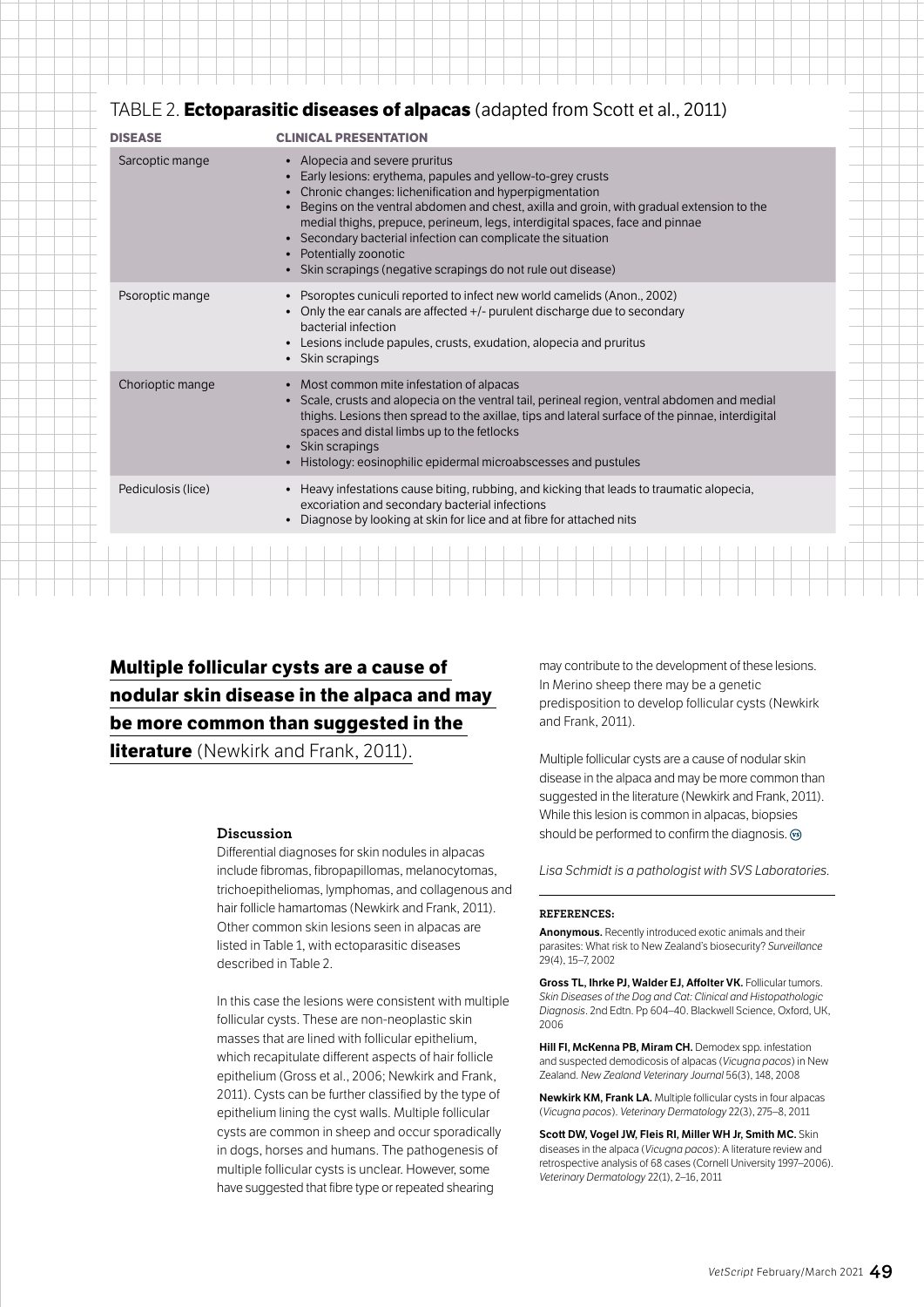## TABLE 2. **Ectoparasitic diseases of alpacas** (adapted from Scott et al., 2011)

| DISEASE | CLINICAL PRESENTATION |
| --- | --- |
| Sarcoptic mange | • Alopecia and severe pruritus<br>• Early lesions: erythema, papules and yellow-to-grey crusts<br>• Chronic changes: lichenification and hyperpigmentation<br>• Begins on the ventral abdomen and chest, axilla and groin, with gradual extension to the medial thighs, prepuce, perineum, legs, interdigital spaces, face and pinnae<br>• Secondary bacterial infection can complicate the situation<br>• Potentially zoonotic<br>• Skin scrapings (negative scrapings do not rule out disease) |
| Psoroptic mange | • Psoroptes cuniculi reported to infect new world camelids (Anon., 2002)<br>• Only the ear canals are affected +/- purulent discharge due to secondary bacterial infection<br>• Lesions include papules, crusts, exudation, alopecia and pruritus<br>• Skin scrapings |
| Chorioptic mange | • Most common mite infestation of alpacas<br>• Scale, crusts and alopecia on the ventral tail, perineal region, ventral abdomen and medial thighs. Lesions then spread to the axillae, tips and lateral surface of the pinnae, interdigital spaces and distal limbs up to the fetlocks<br>• Skin scrapings<br>• Histology: eosinophilic epidermal microabscesses and pustules |
| Pediculosis (lice) | • Heavy infestations cause biting, rubbing, and kicking that leads to traumatic alopecia, excoriation and secondary bacterial infections<br>• Diagnose by looking at skin for lice and at fibre for attached nits |

**Multiple follicular cysts are a cause of nodular skin disease in the alpaca and may be more common than suggested in the literature** (Newkirk and Frank, 2011).

### Discussion

Differential diagnoses for skin nodules in alpacas include fibromas, fibropapillomas, melanocytomas, trichoepitheliomas, lymphomas, and collagenous and hair follicle hamartomas (Newkirk and Frank, 2011). Other common skin lesions seen in alpacas are listed in Table 1, with ectoparasitic diseases described in Table 2.

In this case the lesions were consistent with multiple follicular cysts. These are non-neoplastic skin masses that are lined with follicular epithelium, which recapitulate different aspects of hair follicle epithelium (Gross et al., 2006; Newkirk and Frank, 2011). Cysts can be further classified by the type of epithelium lining the cyst walls. Multiple follicular cysts are common in sheep and occur sporadically in dogs, horses and humans. The pathogenesis of multiple follicular cysts is unclear. However, some have suggested that fibre type or repeated shearing may contribute to the development of these lesions. In Merino sheep there may be a genetic predisposition to develop follicular cysts (Newkirk and Frank, 2011).

Multiple follicular cysts are a cause of nodular skin disease in the alpaca and may be more common than suggested in the literature (Newkirk and Frank, 2011). While this lesion is common in alpacas, biopsies should be performed to confirm the diagnosis.

*Lisa Schmidt is a pathologist with SVS Laboratories.*

#### REFERENCES:

**Anonymous.** Recently introduced exotic animals and their parasites: What risk to New Zealand's biosecurity? *Surveillance* 29(4), 15–7, 2002

**Gross TL, Ihrke PJ, Walder EJ, Affolter VK.** Follicular tumors. *Skin Diseases of the Dog and Cat: Clinical and Histopathologic Diagnosis*. 2nd Edtn. Pp 604–40. Blackwell Science, Oxford, UK, 2006

**Hill FI, McKenna PB, Miram CH.** Demodex spp. infestation and suspected demodicosis of alpacas (*Vicugna pacos*) in New Zealand. *New Zealand Veterinary Journal* 56(3), 148, 2008

**Newkirk KM, Frank LA.** Multiple follicular cysts in four alpacas (*Vicugna pacos*). *Veterinary Dermatology* 22(3), 275–8, 2011

**Scott DW, Vogel JW, Fleis RI, Miller WH Jr, Smith MC.** Skin diseases in the alpaca (*Vicugna pacos*): A literature review and retrospective analysis of 68 cases (Cornell University 1997–2006). *Veterinary Dermatology* 22(1), 2–16, 2011